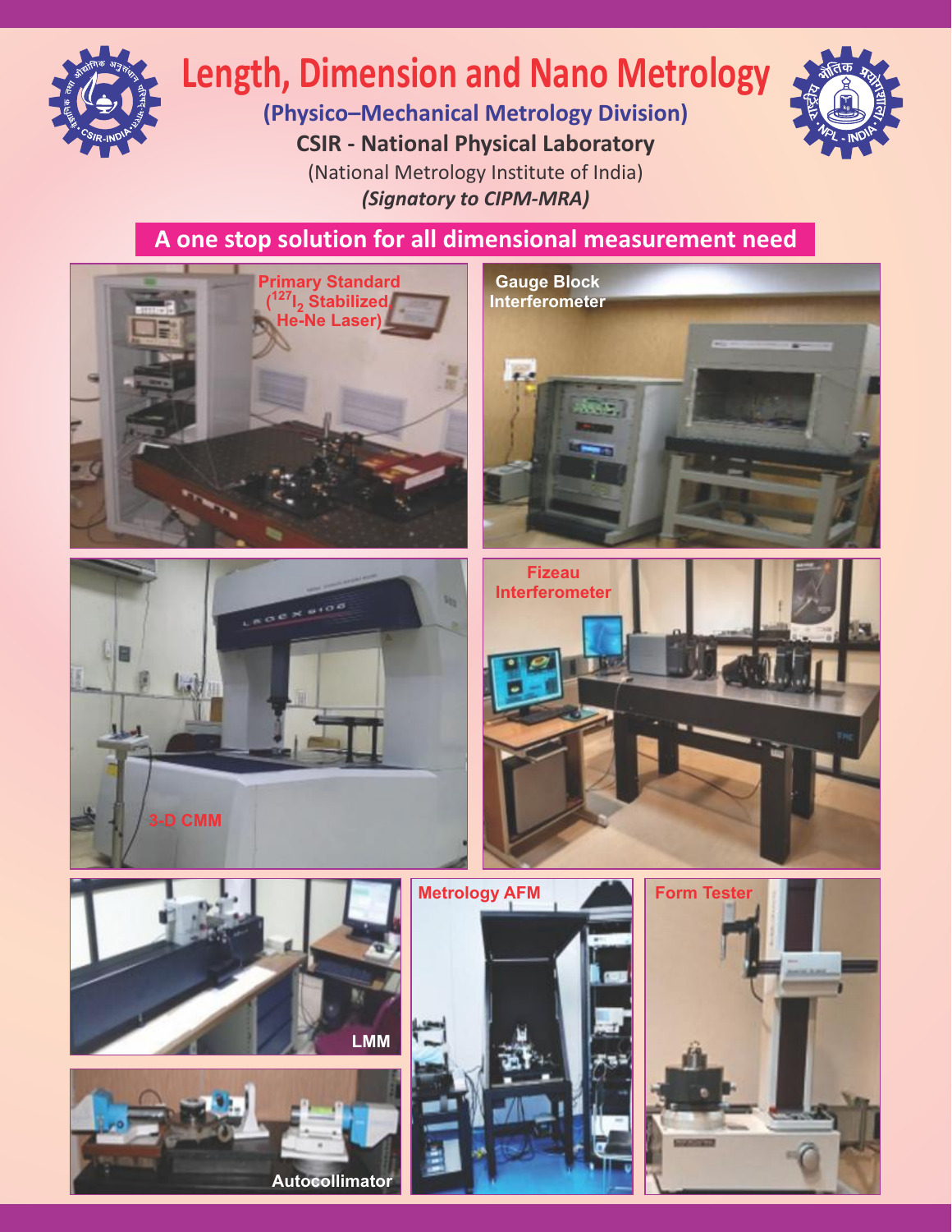# Length, Dimension and Nano Metrology

**(Physico–Mechanical Metrology Division)**

**CSIR - National Physical Laboratory**

(National Metrology Institute of India)

***(Signatory to CIPM-MRA)***

## A one stop solution for all dimensional measurement need

**Primary Standard ($^{127}I_2$ Stabilized He-Ne Laser)**

**Gauge Block Interferometer**

**3-D CMM**

**Fizeau Interferometer**

**LMM**

**Metrology AFM**

**Form Tester**

**Autocollimator**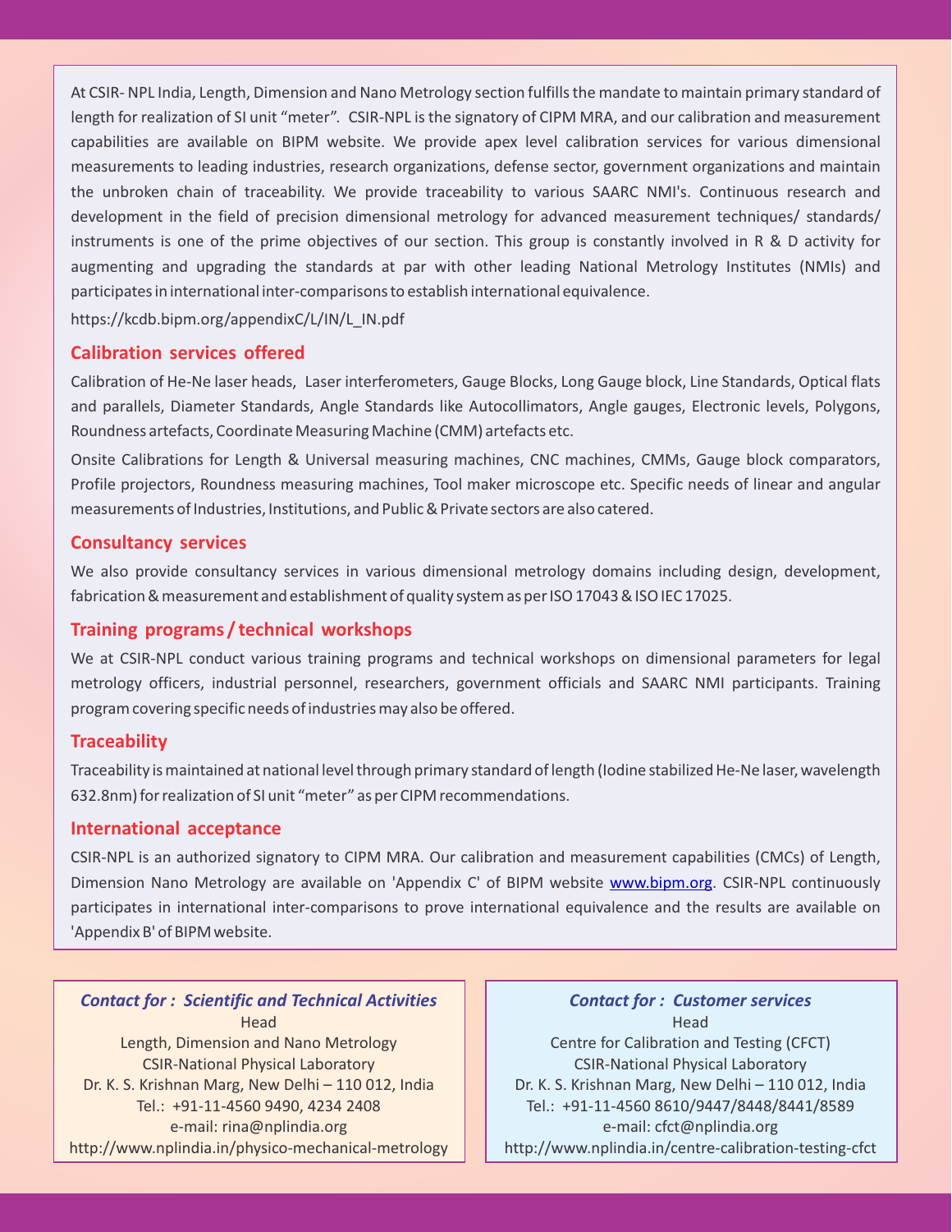At CSIR- NPL India, Length, Dimension and Nano Metrology section fulfills the mandate to maintain primary standard of length for realization of SI unit “meter”. CSIR-NPL is the signatory of CIPM MRA, and our calibration and measurement capabilities are available on BIPM website. We provide apex level calibration services for various dimensional measurements to leading industries, research organizations, defense sector, government organizations and maintain the unbroken chain of traceability. We provide traceability to various SAARC NMI's. Continuous research and development in the field of precision dimensional metrology for advanced measurement techniques/ standards/ instruments is one of the prime objectives of our section. This group is constantly involved in R & D activity for augmenting and upgrading the standards at par with other leading National Metrology Institutes (NMIs) and participates in international inter-comparisons to establish international equivalence.

https://kcdb.bipm.org/appendixC/L/IN/L_IN.pdf

## Calibration services offered

Calibration of He-Ne laser heads, Laser interferometers, Gauge Blocks, Long Gauge block, Line Standards, Optical flats and parallels, Diameter Standards, Angle Standards like Autocollimators, Angle gauges, Electronic levels, Polygons, Roundness artefacts, Coordinate Measuring Machine (CMM) artefacts etc.

Onsite Calibrations for Length & Universal measuring machines, CNC machines, CMMs, Gauge block comparators, Profile projectors, Roundness measuring machines, Tool maker microscope etc. Specific needs of linear and angular measurements of Industries, Institutions, and Public & Private sectors are also catered.

## Consultancy services

We also provide consultancy services in various dimensional metrology domains including design, development, fabrication & measurement and establishment of quality system as per ISO 17043 & ISO IEC 17025.

## Training programs / technical workshops

We at CSIR-NPL conduct various training programs and technical workshops on dimensional parameters for legal metrology officers, industrial personnel, researchers, government officials and SAARC NMI participants. Training program covering specific needs of industries may also be offered.

## Traceability

Traceability is maintained at national level through primary standard of length (Iodine stabilized He-Ne laser, wavelength 632.8nm) for realization of SI unit “meter” as per CIPM recommendations.

## International acceptance

CSIR-NPL is an authorized signatory to CIPM MRA. Our calibration and measurement capabilities (CMCs) of Length, Dimension Nano Metrology are available on 'Appendix C' of BIPM website www.bipm.org. CSIR-NPL continuously participates in international inter-comparisons to prove international equivalence and the results are available on 'Appendix B' of BIPM website.

***Contact for : Scientific and Technical Activities***

Head
Length, Dimension and Nano Metrology
CSIR-National Physical Laboratory
Dr. K. S. Krishnan Marg, New Delhi – 110 012, India
Tel.: +91-11-4560 9490, 4234 2408
e-mail: rina@nplindia.org
http://www.nplindia.in/physico-mechanical-metrology

***Contact for : Customer services***

Head
Centre for Calibration and Testing (CFCT)
CSIR-National Physical Laboratory
Dr. K. S. Krishnan Marg, New Delhi – 110 012, India
Tel.: +91-11-4560 8610/9447/8448/8441/8589
e-mail: cfct@nplindia.org
http://www.nplindia.in/centre-calibration-testing-cfct